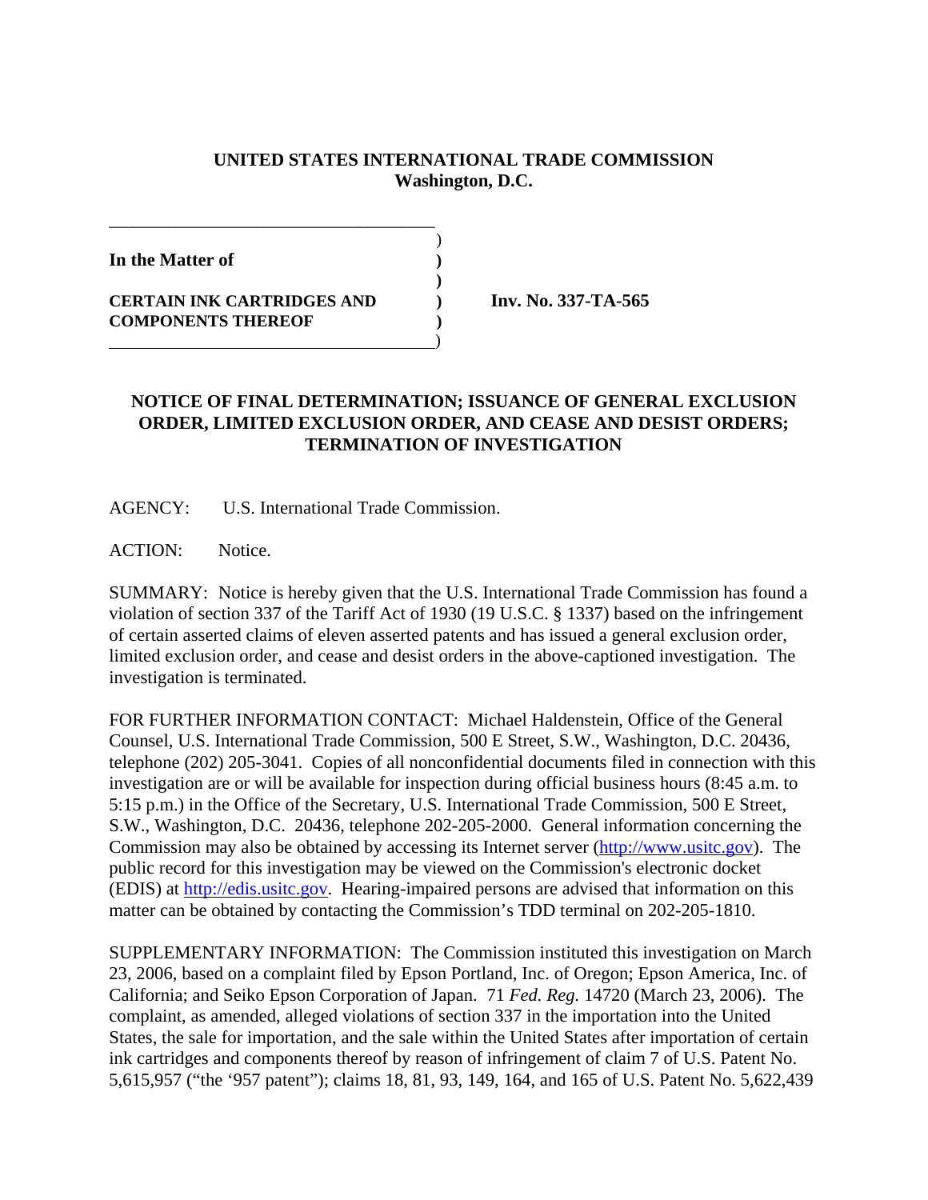**UNITED STATES INTERNATIONAL TRADE COMMISSION**
**Washington, D.C.**

| | | |
|---|---|---|
| **In the Matter of** | ) | |
| | ) | |
| **CERTAIN INK CARTRIDGES AND COMPONENTS THEREOF** | ) | **Inv. No. 337-TA-565** |
| | ) | |

## NOTICE OF FINAL DETERMINATION; ISSUANCE OF GENERAL EXCLUSION ORDER, LIMITED EXCLUSION ORDER, AND CEASE AND DESIST ORDERS; TERMINATION OF INVESTIGATION

AGENCY: U.S. International Trade Commission.

ACTION: Notice.

SUMMARY: Notice is hereby given that the U.S. International Trade Commission has found a violation of section 337 of the Tariff Act of 1930 (19 U.S.C. § 1337) based on the infringement of certain asserted claims of eleven asserted patents and has issued a general exclusion order, limited exclusion order, and cease and desist orders in the above-captioned investigation. The investigation is terminated.

FOR FURTHER INFORMATION CONTACT: Michael Haldenstein, Office of the General Counsel, U.S. International Trade Commission, 500 E Street, S.W., Washington, D.C. 20436, telephone (202) 205-3041. Copies of all nonconfidential documents filed in connection with this investigation are or will be available for inspection during official business hours (8:45 a.m. to 5:15 p.m.) in the Office of the Secretary, U.S. International Trade Commission, 500 E Street, S.W., Washington, D.C. 20436, telephone 202-205-2000. General information concerning the Commission may also be obtained by accessing its Internet server (http://www.usitc.gov). The public record for this investigation may be viewed on the Commission's electronic docket (EDIS) at http://edis.usitc.gov. Hearing-impaired persons are advised that information on this matter can be obtained by contacting the Commission's TDD terminal on 202-205-1810.

SUPPLEMENTARY INFORMATION: The Commission instituted this investigation on March 23, 2006, based on a complaint filed by Epson Portland, Inc. of Oregon; Epson America, Inc. of California; and Seiko Epson Corporation of Japan. 71 *Fed. Reg.* 14720 (March 23, 2006). The complaint, as amended, alleged violations of section 337 in the importation into the United States, the sale for importation, and the sale within the United States after importation of certain ink cartridges and components thereof by reason of infringement of claim 7 of U.S. Patent No. 5,615,957 ("the '957 patent"); claims 18, 81, 93, 149, 164, and 165 of U.S. Patent No. 5,622,439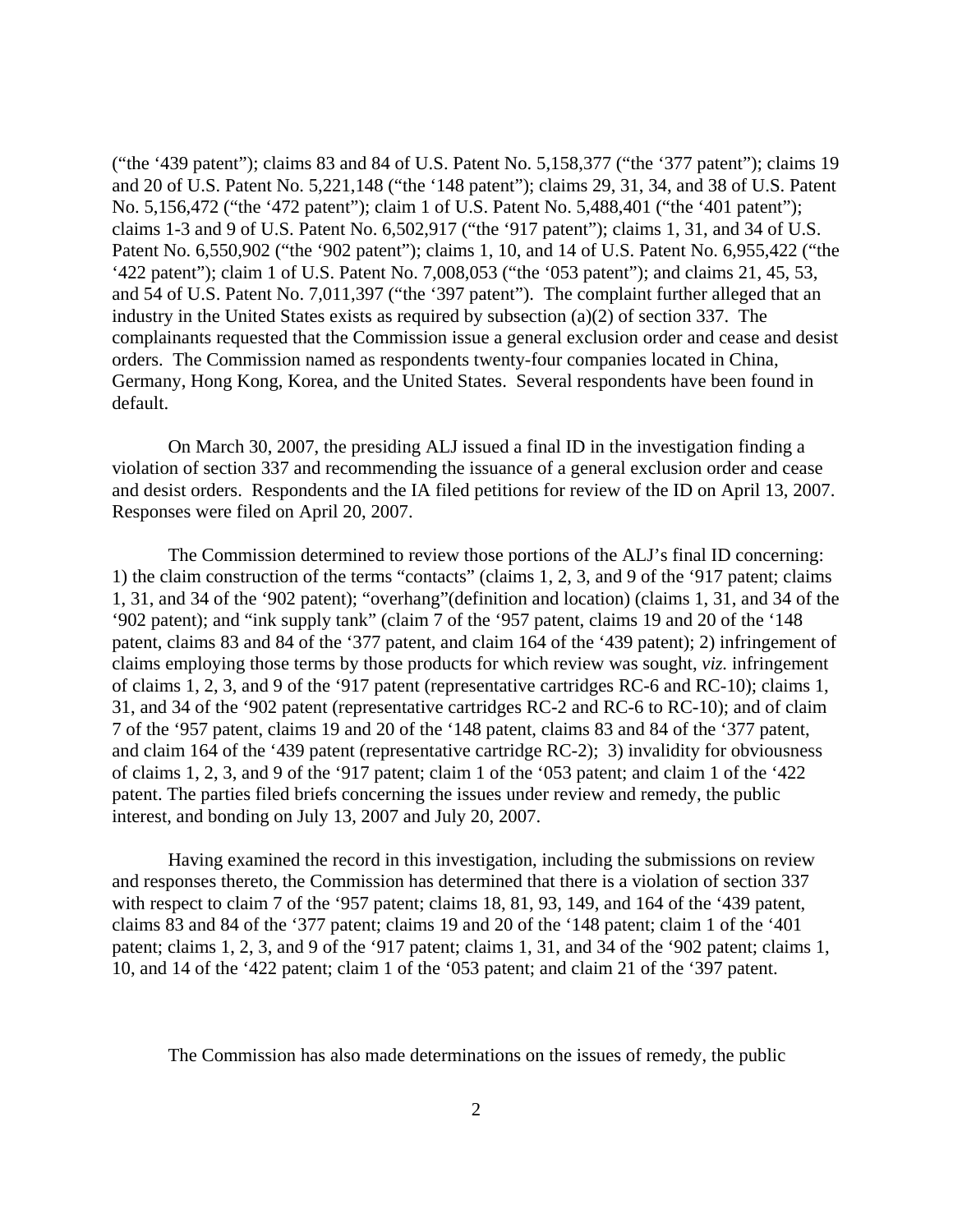("the '439 patent"); claims 83 and 84 of U.S. Patent No. 5,158,377 ("the '377 patent"); claims 19 and 20 of U.S. Patent No. 5,221,148 ("the '148 patent"); claims 29, 31, 34, and 38 of U.S. Patent No. 5,156,472 ("the '472 patent"); claim 1 of U.S. Patent No. 5,488,401 ("the '401 patent"); claims 1-3 and 9 of U.S. Patent No. 6,502,917 ("the '917 patent"); claims 1, 31, and 34 of U.S. Patent No. 6,550,902 ("the '902 patent"); claims 1, 10, and 14 of U.S. Patent No. 6,955,422 ("the '422 patent"); claim 1 of U.S. Patent No. 7,008,053 ("the '053 patent"); and claims 21, 45, 53, and 54 of U.S. Patent No. 7,011,397 ("the '397 patent"). The complaint further alleged that an industry in the United States exists as required by subsection (a)(2) of section 337. The complainants requested that the Commission issue a general exclusion order and cease and desist orders. The Commission named as respondents twenty-four companies located in China, Germany, Hong Kong, Korea, and the United States. Several respondents have been found in default.

On March 30, 2007, the presiding ALJ issued a final ID in the investigation finding a violation of section 337 and recommending the issuance of a general exclusion order and cease and desist orders. Respondents and the IA filed petitions for review of the ID on April 13, 2007. Responses were filed on April 20, 2007.

The Commission determined to review those portions of the ALJ's final ID concerning: 1) the claim construction of the terms "contacts" (claims 1, 2, 3, and 9 of the '917 patent; claims 1, 31, and 34 of the '902 patent); "overhang"(definition and location) (claims 1, 31, and 34 of the '902 patent); and "ink supply tank" (claim 7 of the '957 patent, claims 19 and 20 of the '148 patent, claims 83 and 84 of the '377 patent, and claim 164 of the '439 patent); 2) infringement of claims employing those terms by those products for which review was sought, *viz.* infringement of claims 1, 2, 3, and 9 of the '917 patent (representative cartridges RC-6 and RC-10); claims 1, 31, and 34 of the '902 patent (representative cartridges RC-2 and RC-6 to RC-10); and of claim 7 of the '957 patent, claims 19 and 20 of the '148 patent, claims 83 and 84 of the '377 patent, and claim 164 of the '439 patent (representative cartridge RC-2); 3) invalidity for obviousness of claims 1, 2, 3, and 9 of the '917 patent; claim 1 of the '053 patent; and claim 1 of the '422 patent. The parties filed briefs concerning the issues under review and remedy, the public interest, and bonding on July 13, 2007 and July 20, 2007.

Having examined the record in this investigation, including the submissions on review and responses thereto, the Commission has determined that there is a violation of section 337 with respect to claim 7 of the '957 patent; claims 18, 81, 93, 149, and 164 of the '439 patent, claims 83 and 84 of the '377 patent; claims 19 and 20 of the '148 patent; claim 1 of the '401 patent; claims 1, 2, 3, and 9 of the '917 patent; claims 1, 31, and 34 of the '902 patent; claims 1, 10, and 14 of the '422 patent; claim 1 of the '053 patent; and claim 21 of the '397 patent.

The Commission has also made determinations on the issues of remedy, the public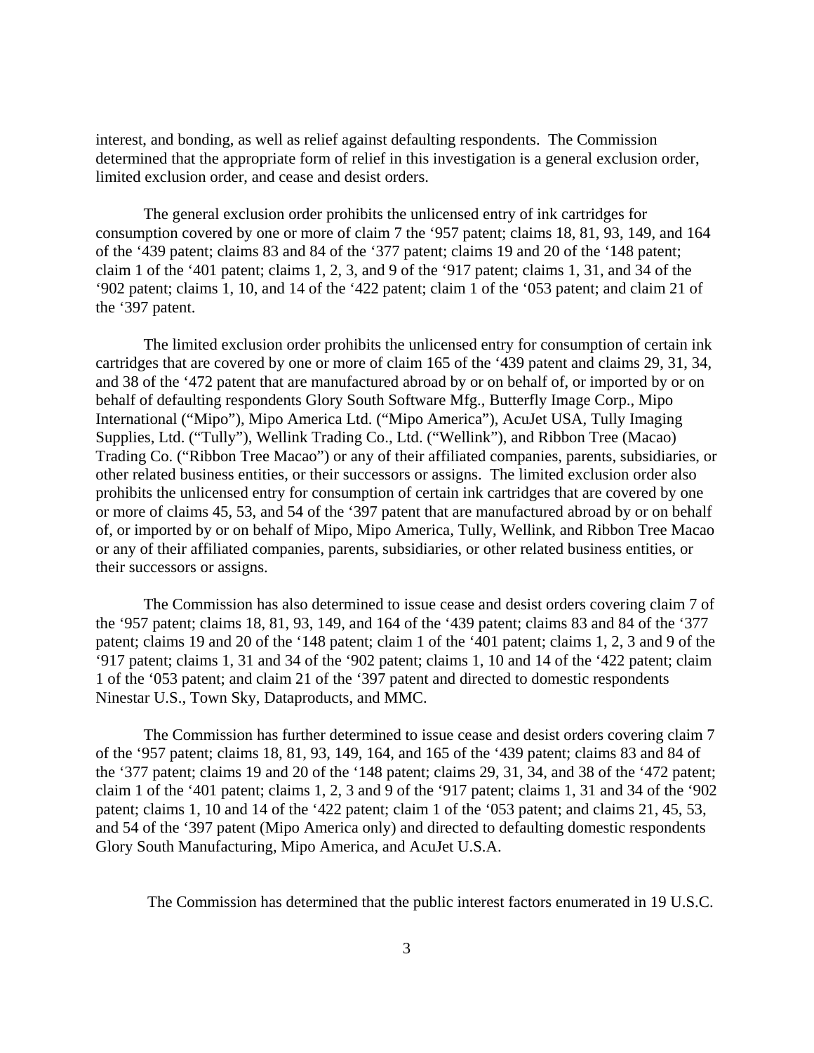interest, and bonding, as well as relief against defaulting respondents. The Commission determined that the appropriate form of relief in this investigation is a general exclusion order, limited exclusion order, and cease and desist orders.

The general exclusion order prohibits the unlicensed entry of ink cartridges for consumption covered by one or more of claim 7 the '957 patent; claims 18, 81, 93, 149, and 164 of the '439 patent; claims 83 and 84 of the '377 patent; claims 19 and 20 of the '148 patent; claim 1 of the '401 patent; claims 1, 2, 3, and 9 of the '917 patent; claims 1, 31, and 34 of the '902 patent; claims 1, 10, and 14 of the '422 patent; claim 1 of the '053 patent; and claim 21 of the '397 patent.

The limited exclusion order prohibits the unlicensed entry for consumption of certain ink cartridges that are covered by one or more of claim 165 of the '439 patent and claims 29, 31, 34, and 38 of the '472 patent that are manufactured abroad by or on behalf of, or imported by or on behalf of defaulting respondents Glory South Software Mfg., Butterfly Image Corp., Mipo International ("Mipo"), Mipo America Ltd. ("Mipo America"), AcuJet USA, Tully Imaging Supplies, Ltd. ("Tully"), Wellink Trading Co., Ltd. ("Wellink"), and Ribbon Tree (Macao) Trading Co. ("Ribbon Tree Macao") or any of their affiliated companies, parents, subsidiaries, or other related business entities, or their successors or assigns. The limited exclusion order also prohibits the unlicensed entry for consumption of certain ink cartridges that are covered by one or more of claims 45, 53, and 54 of the '397 patent that are manufactured abroad by or on behalf of, or imported by or on behalf of Mipo, Mipo America, Tully, Wellink, and Ribbon Tree Macao or any of their affiliated companies, parents, subsidiaries, or other related business entities, or their successors or assigns.

The Commission has also determined to issue cease and desist orders covering claim 7 of the '957 patent; claims 18, 81, 93, 149, and 164 of the '439 patent; claims 83 and 84 of the '377 patent; claims 19 and 20 of the '148 patent; claim 1 of the '401 patent; claims 1, 2, 3 and 9 of the '917 patent; claims 1, 31 and 34 of the '902 patent; claims 1, 10 and 14 of the '422 patent; claim 1 of the '053 patent; and claim 21 of the '397 patent and directed to domestic respondents Ninestar U.S., Town Sky, Dataproducts, and MMC.

The Commission has further determined to issue cease and desist orders covering claim 7 of the '957 patent; claims 18, 81, 93, 149, 164, and 165 of the '439 patent; claims 83 and 84 of the '377 patent; claims 19 and 20 of the '148 patent; claims 29, 31, 34, and 38 of the '472 patent; claim 1 of the '401 patent; claims 1, 2, 3 and 9 of the '917 patent; claims 1, 31 and 34 of the '902 patent; claims 1, 10 and 14 of the '422 patent; claim 1 of the '053 patent; and claims 21, 45, 53, and 54 of the '397 patent (Mipo America only) and directed to defaulting domestic respondents Glory South Manufacturing, Mipo America, and AcuJet U.S.A.

The Commission has determined that the public interest factors enumerated in 19 U.S.C.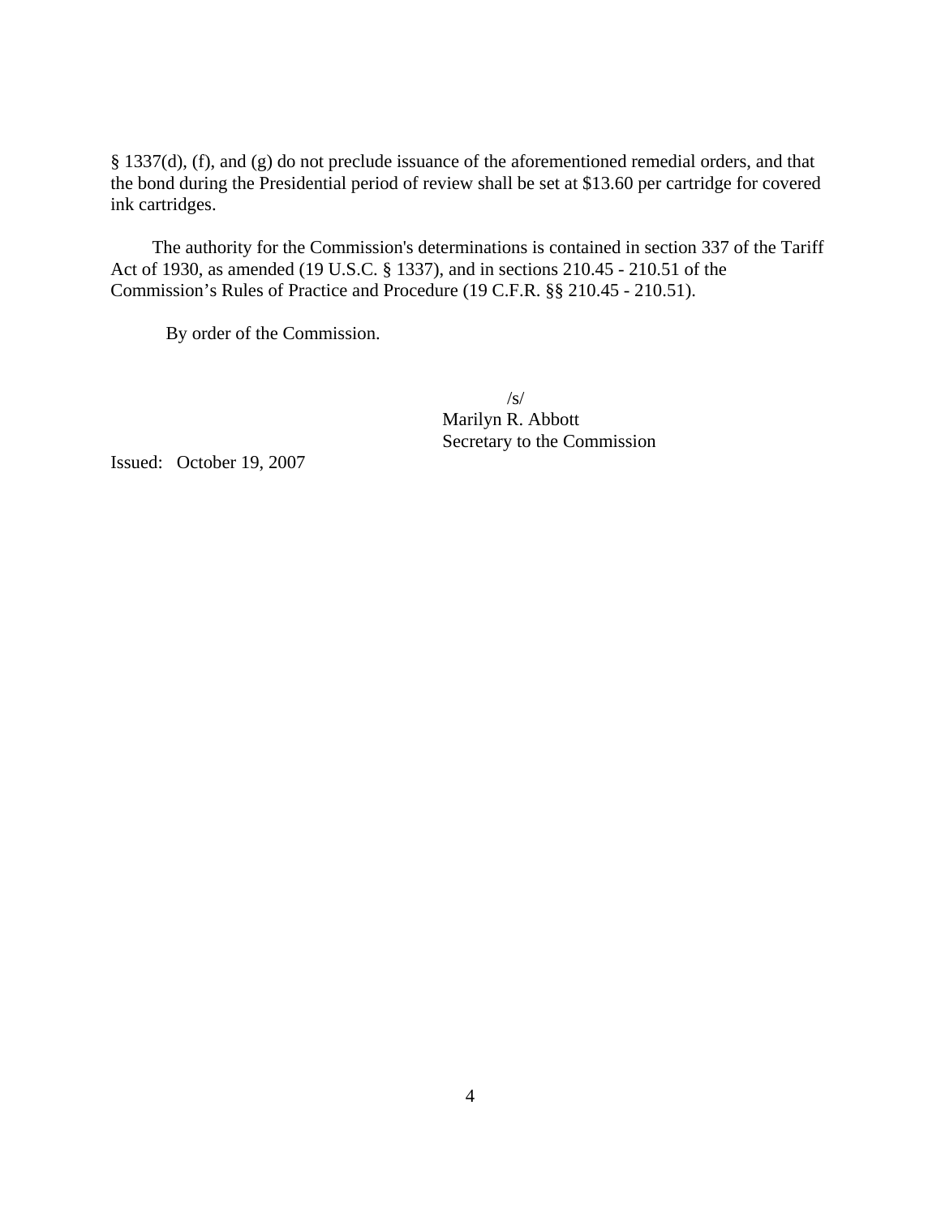§ 1337(d), (f), and (g) do not preclude issuance of the aforementioned remedial orders, and that the bond during the Presidential period of review shall be set at $13.60 per cartridge for covered ink cartridges.

The authority for the Commission's determinations is contained in section 337 of the Tariff Act of 1930, as amended (19 U.S.C. § 1337), and in sections 210.45 - 210.51 of the Commission's Rules of Practice and Procedure (19 C.F.R. §§ 210.45 - 210.51).

By order of the Commission.

/s/
Marilyn R. Abbott
Secretary to the Commission

Issued: October 19, 2007